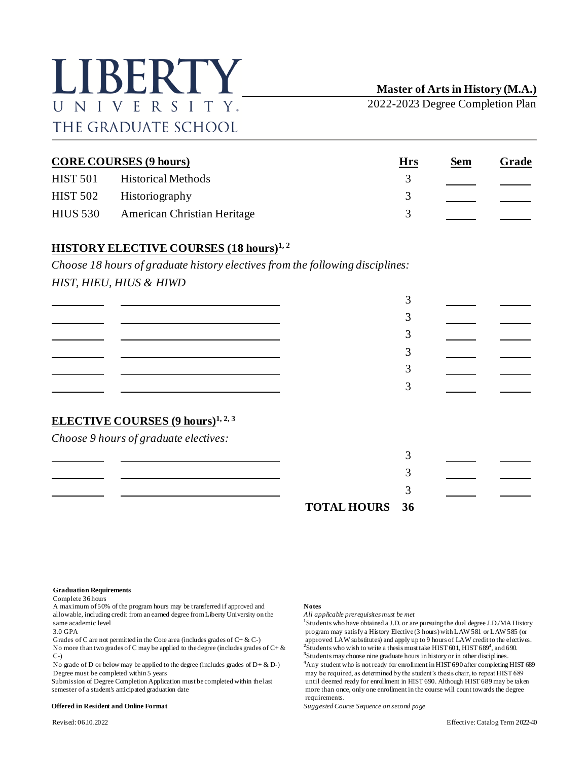# LIBERTY UNIVERSITY

THE GRADUATE SCHOOL

**Master of Arts in History (M.A.)**

2022-2023 Degree Completion Plan

## CORE COURSES (9 hours)

| | | Hrs | Sem | Grade |
|---|---|---|---|---|
| HIST 501 | Historical Methods | 3 | | |
| HIST 502 | Historiography | 3 | | |
| HIUS 530 | American Christian Heritage | 3 | | |

## HISTORY ELECTIVE COURSES (18 hours)[1, 2]

*Choose 18 hours of graduate history electives from the following disciplines: HIST, HIEU, HIUS & HIWD*

| | | Hrs | Sem | Grade |
|---|---|---|---|---|
| | | 3 | | |
| | | 3 | | |
| | | 3 | | |
| | | 3 | | |
| | | 3 | | |
| | | 3 | | |

## ELECTIVE COURSES (9 hours)[1, 2, 3]

*Choose 9 hours of graduate electives:*

| | | Hrs | Sem | Grade |
|---|---|---|---|---|
| | | 3 | | |
| | | 3 | | |
| | | 3 | | |
| | **TOTAL HOURS** | **36** | | |

**Graduation Requirements**

- Complete 36 hours
- A maximum of 50% of the program hours may be transferred if approved and allowable, including credit from an earned degree from Liberty University on the same academic level
- 3.0 GPA
- Grades of C are not permitted in the Core area (includes grades of C+ & C-)
- No more than two grades of C may be applied to the degree (includes grades of C+ & C-)
- No grade of D or below may be applied to the degree (includes grades of D+ & D-)
- Degree must be completed within 5 years
- Submission of Degree Completion Application must be completed within the last semester of a student's anticipated graduation date

**Offered in Resident and Online Format**

**Notes**

*All applicable prerequisites must be met*

[1]Students who have obtained a J.D. or are pursuing the dual degree J.D./MA History program may satisfy a History Elective (3 hours) with LAW 581 or LAW 585 (or approved LAW substitutes) and apply up to 9 hours of LAW credit to the electives.

[2]Students who wish to write a thesis must take HIST 601, HIST 689[4], and 690.

[3]Students may choose nine graduate hours in history or in other disciplines.

[4]Any student who is not ready for enrollment in HIST 690 after completing HIST 689 may be required, as determined by the student's thesis chair, to repeat HIST 689 until deemed ready for enrollment in HIST 690. Although HIST 689 may be taken more than once, only one enrollment in the course will count towards the degree requirements.

*Suggested Course Sequence on second page*

Revised: 06.10.2022

Effective: Catalog Term 2022-40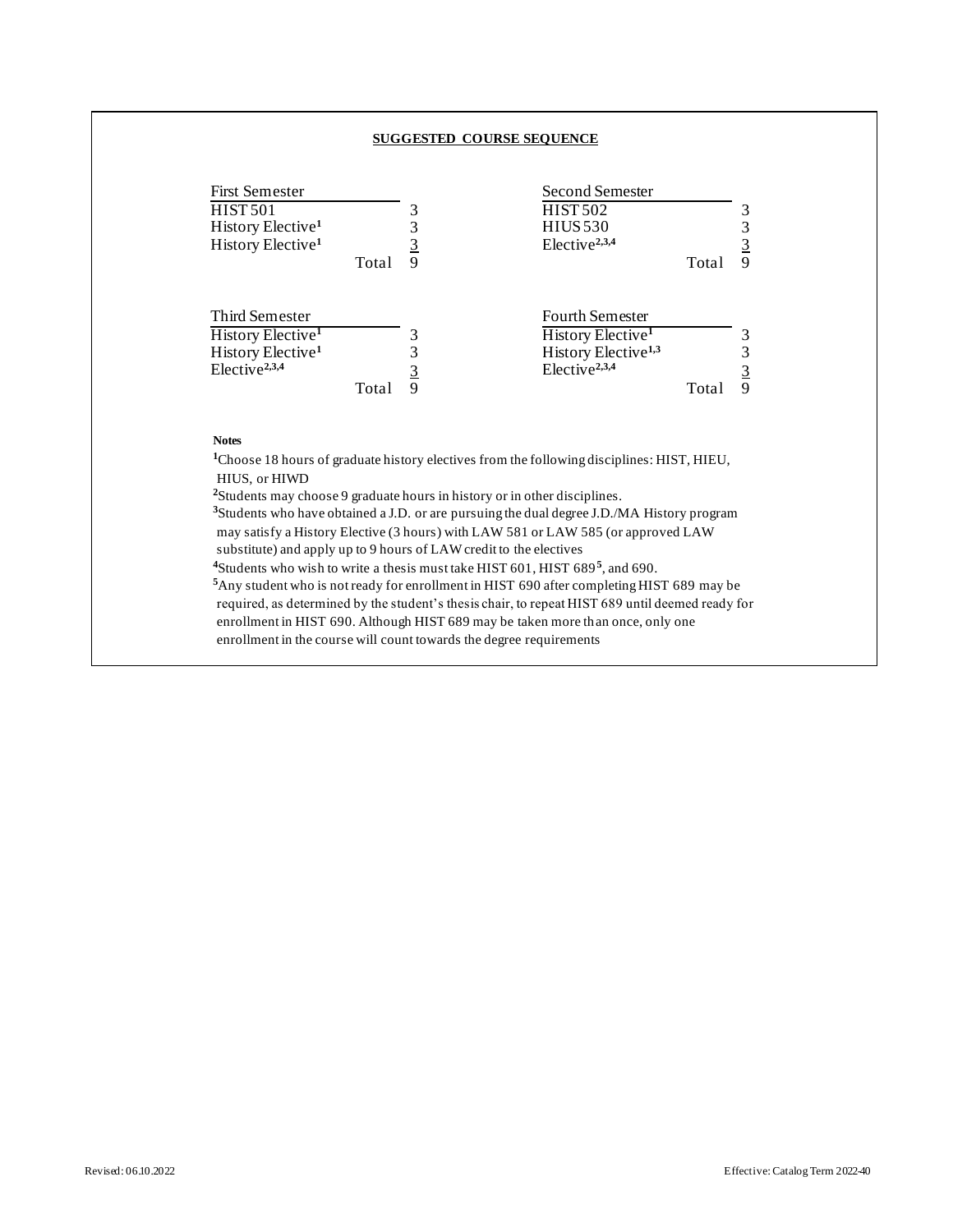**SUGGESTED COURSE SEQUENCE**

| First Semester | | Second Semester | |
|---|---|---|---|
| HIST 501 | 3 | HIST 502 | 3 |
| History Elective[1] | 3 | HIUS 530 | 3 |
| History Elective[1] | 3 | Elective[2,3,4] | 3 |
| Total | 9 | Total | 9 |

| Third Semester | | Fourth Semester | |
|---|---|---|---|
| History Elective[1] | 3 | History Elective[1] | 3 |
| History Elective[1] | 3 | History Elective[1,3] | 3 |
| Elective[2,3,4] | 3 | Elective[2,3,4] | 3 |
| Total | 9 | Total | 9 |

**Notes**

[1]Choose 18 hours of graduate history electives from the following disciplines: HIST, HIEU, HIUS, or HIWD

[2]Students may choose 9 graduate hours in history or in other disciplines.

[3]Students who have obtained a J.D. or are pursuing the dual degree J.D./MA History program may satisfy a History Elective (3 hours) with LAW 581 or LAW 585 (or approved LAW substitute) and apply up to 9 hours of LAW credit to the electives

[4]Students who wish to write a thesis must take HIST 601, HIST 689[5], and 690.

[5]Any student who is not ready for enrollment in HIST 690 after completing HIST 689 may be required, as determined by the student's thesis chair, to repeat HIST 689 until deemed ready for enrollment in HIST 690. Although HIST 689 may be taken more than once, only one enrollment in the course will count towards the degree requirements

Revised: 06.10.2022

Effective: Catalog Term 2022-40